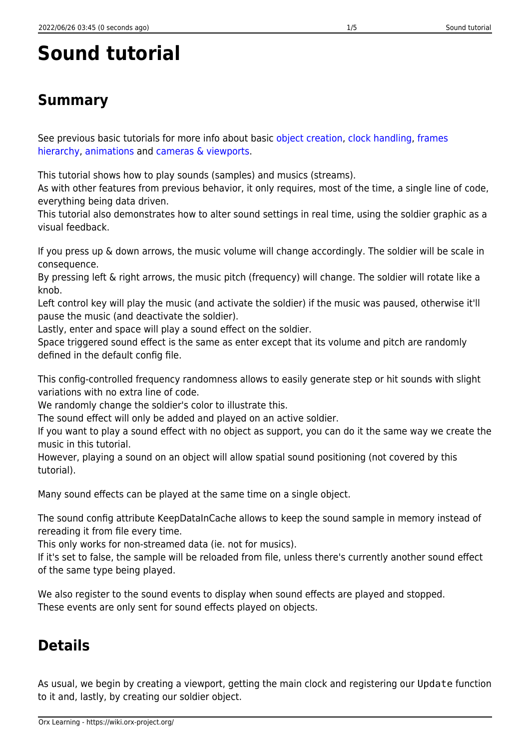# Sound tutorial

## Summary

See previous basic tutorials for more info about basic object creation, clock handling, frames hierarchy, animations and cameras & viewports.

This tutorial shows how to play sounds (samples) and musics (streams).
As with other features from previous behavior, it only requires, most of the time, a single line of code, everything being data driven.
This tutorial also demonstrates how to alter sound settings in real time, using the soldier graphic as a visual feedback.

If you press up & down arrows, the music volume will change accordingly. The soldier will be scale in consequence.
By pressing left & right arrows, the music pitch (frequency) will change. The soldier will rotate like a knob.
Left control key will play the music (and activate the soldier) if the music was paused, otherwise it'll pause the music (and deactivate the soldier).
Lastly, enter and space will play a sound effect on the soldier.
Space triggered sound effect is the same as enter except that its volume and pitch are randomly defined in the default config file.

This config-controlled frequency randomness allows to easily generate step or hit sounds with slight variations with no extra line of code.
We randomly change the soldier's color to illustrate this.
The sound effect will only be added and played on an active soldier.
If you want to play a sound effect with no object as support, you can do it the same way we create the music in this tutorial.
However, playing a sound on an object will allow spatial sound positioning (not covered by this tutorial).

Many sound effects can be played at the same time on a single object.

The sound config attribute KeepDataInCache allows to keep the sound sample in memory instead of rereading it from file every time.
This only works for non-streamed data (ie. not for musics).
If it's set to false, the sample will be reloaded from file, unless there's currently another sound effect of the same type being played.

We also register to the sound events to display when sound effects are played and stopped.
These events are only sent for sound effects played on objects.

## Details

As usual, we begin by creating a viewport, getting the main clock and registering our `Update` function to it and, lastly, by creating our soldier object.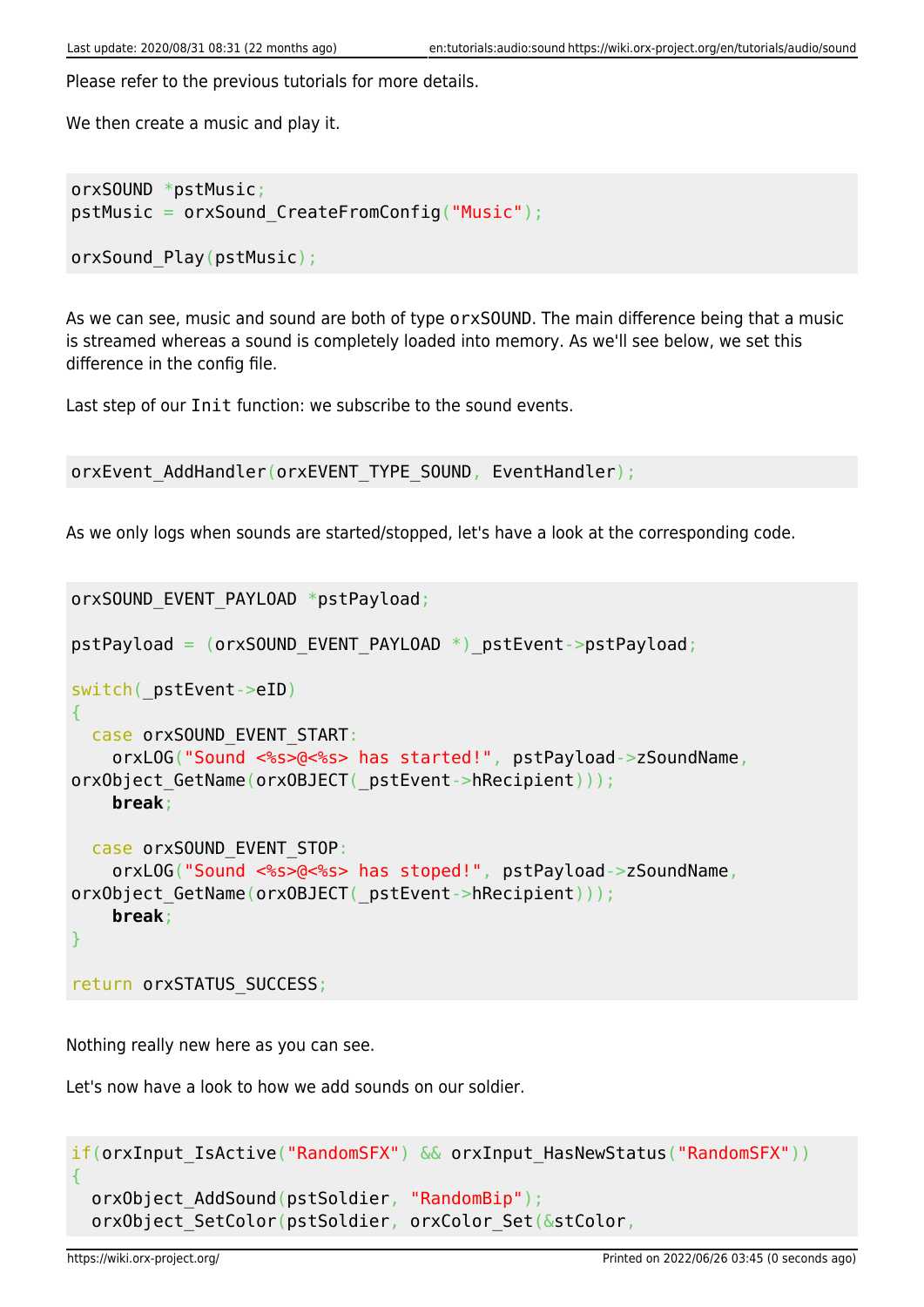Please refer to the previous tutorials for more details.

We then create a music and play it.

```
orxSOUND *pstMusic;
pstMusic = orxSound_CreateFromConfig("Music");

orxSound_Play(pstMusic);
```

As we can see, music and sound are both of type `orxSOUND`. The main difference being that a music is streamed whereas a sound is completely loaded into memory. As we'll see below, we set this difference in the config file.

Last step of our `Init` function: we subscribe to the sound events.

```
orxEvent_AddHandler(orxEVENT_TYPE_SOUND, EventHandler);
```

As we only logs when sounds are started/stopped, let's have a look at the corresponding code.

```
orxSOUND_EVENT_PAYLOAD *pstPayload;

pstPayload = (orxSOUND_EVENT_PAYLOAD *)_pstEvent->pstPayload;

switch(_pstEvent->eID)
{
  case orxSOUND_EVENT_START:
    orxLOG("Sound <%s>@<%s> has started!", pstPayload->zSoundName,
orxObject_GetName(orxOBJECT(_pstEvent->hRecipient)));
    break;

  case orxSOUND_EVENT_STOP:
    orxLOG("Sound <%s>@<%s> has stoped!", pstPayload->zSoundName,
orxObject_GetName(orxOBJECT(_pstEvent->hRecipient)));
    break;
}

return orxSTATUS_SUCCESS;
```

Nothing really new here as you can see.

Let's now have a look to how we add sounds on our soldier.

```
if(orxInput_IsActive("RandomSFX") && orxInput_HasNewStatus("RandomSFX"))
{
  orxObject_AddSound(pstSoldier, "RandomBip");
  orxObject_SetColor(pstSoldier, orxColor_Set(&stColor,
```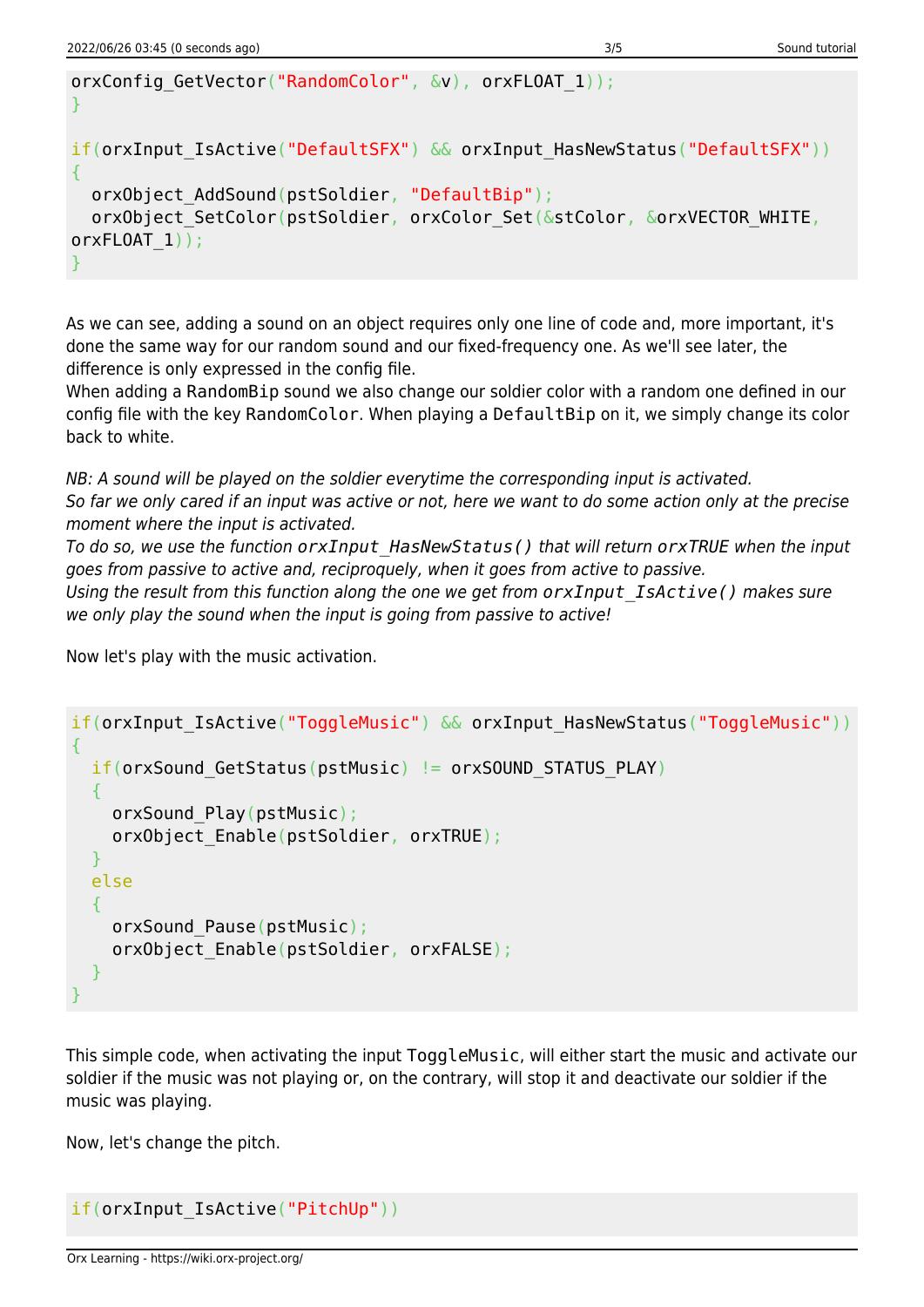```
orxConfig_GetVector("RandomColor", &v), orxFLOAT_1));
}

if(orxInput_IsActive("DefaultSFX") && orxInput_HasNewStatus("DefaultSFX"))
{
  orxObject_AddSound(pstSoldier, "DefaultBip");
  orxObject_SetColor(pstSoldier, orxColor_Set(&stColor, &orxVECTOR_WHITE,
orxFLOAT_1));
}
```

As we can see, adding a sound on an object requires only one line of code and, more important, it's done the same way for our random sound and our fixed-frequency one. As we'll see later, the difference is only expressed in the config file.
When adding a `RandomBip` sound we also change our soldier color with a random one defined in our config file with the key `RandomColor`. When playing a `DefaultBip` on it, we simply change its color back to white.

*NB: A sound will be played on the soldier everytime the corresponding input is activated.*
*So far we only cared if an input was active or not, here we want to do some action only at the precise moment where the input is activated.*
*To do so, we use the function `orxInput_HasNewStatus()` that will return `orxTRUE` when the input goes from passive to active and, reciproquely, when it goes from active to passive.*
*Using the result from this function along the one we get from `orxInput_IsActive()` makes sure we only play the sound when the input is going from passive to active!*

Now let's play with the music activation.

```
if(orxInput_IsActive("ToggleMusic") && orxInput_HasNewStatus("ToggleMusic"))
{
  if(orxSound_GetStatus(pstMusic) != orxSOUND_STATUS_PLAY)
  {
    orxSound_Play(pstMusic);
    orxObject_Enable(pstSoldier, orxTRUE);
  }
  else
  {
    orxSound_Pause(pstMusic);
    orxObject_Enable(pstSoldier, orxFALSE);
  }
}
```

This simple code, when activating the input `ToggleMusic`, will either start the music and activate our soldier if the music was not playing or, on the contrary, will stop it and deactivate our soldier if the music was playing.

Now, let's change the pitch.

```
if(orxInput_IsActive("PitchUp"))
```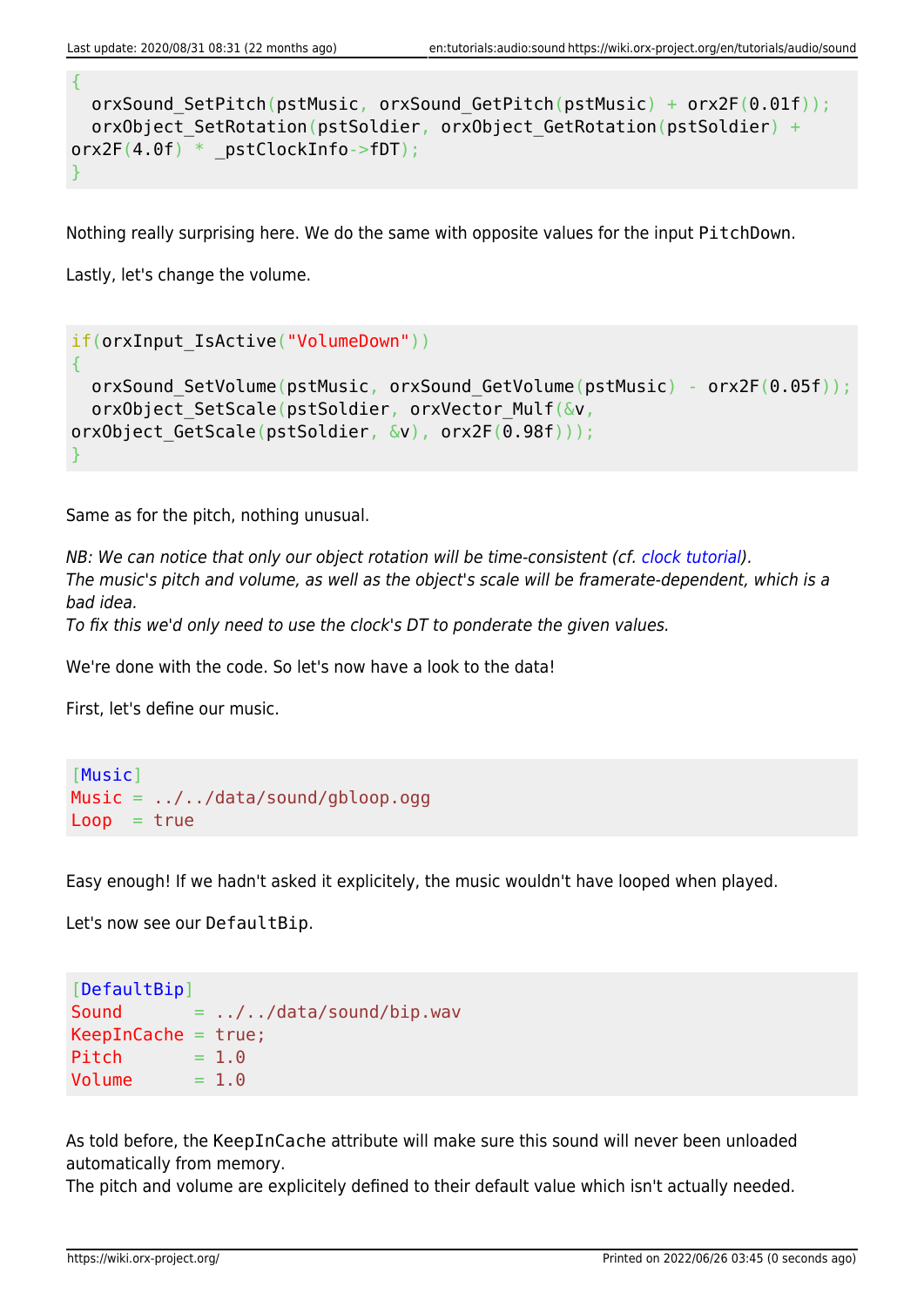```
{
  orxSound_SetPitch(pstMusic, orxSound_GetPitch(pstMusic) + orx2F(0.01f));
  orxObject_SetRotation(pstSoldier, orxObject_GetRotation(pstSoldier) +
orx2F(4.0f) * _pstClockInfo->fDT);
}
```

Nothing really surprising here. We do the same with opposite values for the input `PitchDown`.

Lastly, let's change the volume.

```
if(orxInput_IsActive("VolumeDown"))
{
  orxSound_SetVolume(pstMusic, orxSound_GetVolume(pstMusic) - orx2F(0.05f));
  orxObject_SetScale(pstSoldier, orxVector_Mulf(&v,
orxObject_GetScale(pstSoldier, &v), orx2F(0.98f)));
}
```

Same as for the pitch, nothing unusual.

*NB: We can notice that only our object rotation will be time-consistent (cf. clock tutorial).*
*The music's pitch and volume, as well as the object's scale will be framerate-dependent, which is a bad idea.*
*To fix this we'd only need to use the clock's DT to ponderate the given values.*

We're done with the code. So let's now have a look to the data!

First, let's define our music.

```
[Music]
Music = ../../data/sound/gbloop.ogg
Loop  = true
```

Easy enough! If we hadn't asked it explicitely, the music wouldn't have looped when played.

Let's now see our `DefaultBip`.

```
[DefaultBip]
Sound       = ../../data/sound/bip.wav
KeepInCache = true;
Pitch       = 1.0
Volume      = 1.0
```

As told before, the `KeepInCache` attribute will make sure this sound will never been unloaded automatically from memory.
The pitch and volume are explicitely defined to their default value which isn't actually needed.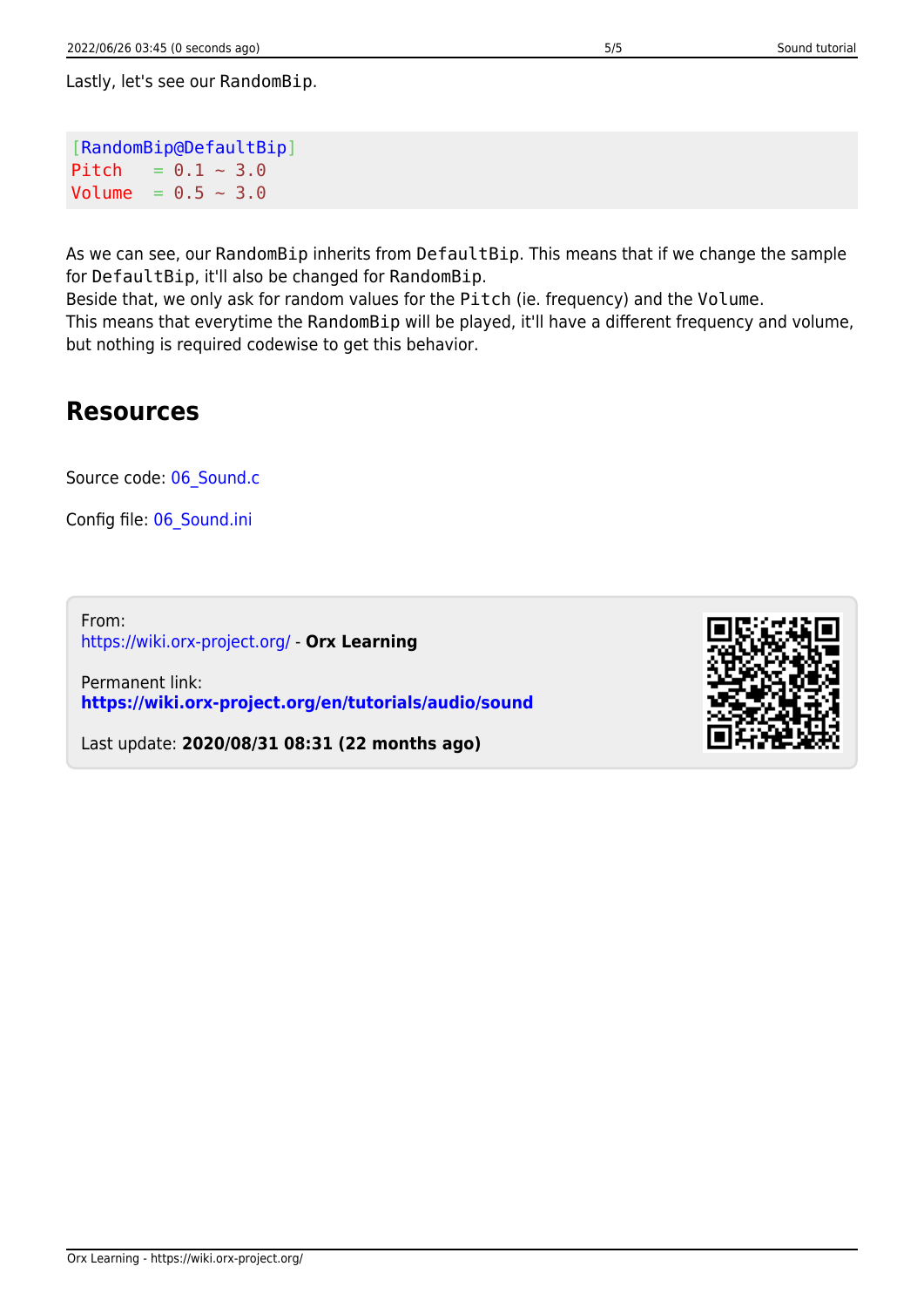Lastly, let's see our RandomBip.

```
[RandomBip@DefaultBip]
Pitch   = 0.1 ~ 3.0
Volume  = 0.5 ~ 3.0
```

As we can see, our RandomBip inherits from DefaultBip. This means that if we change the sample for DefaultBip, it'll also be changed for RandomBip.
Beside that, we only ask for random values for the Pitch (ie. frequency) and the Volume.
This means that everytime the RandomBip will be played, it'll have a different frequency and volume, but nothing is required codewise to get this behavior.

## Resources

Source code: 06_Sound.c

Config file: 06_Sound.ini

From:
https://wiki.orx-project.org/ - **Orx Learning**

Permanent link:
**https://wiki.orx-project.org/en/tutorials/audio/sound**

Last update: **2020/08/31 08:31 (22 months ago)**